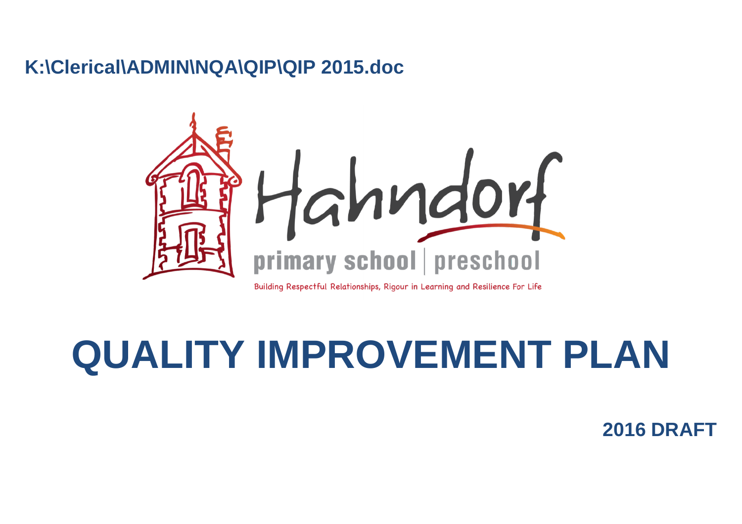K:\Clerical\ADMIN\NQA\QIP\QIP 2015.doc

Hahndorf

primary school | preschool

Building Respectful Relationships, Rigour in Learning and Resilience For Life

# QUALITY IMPROVEMENT PLAN

**2016 DRAFT**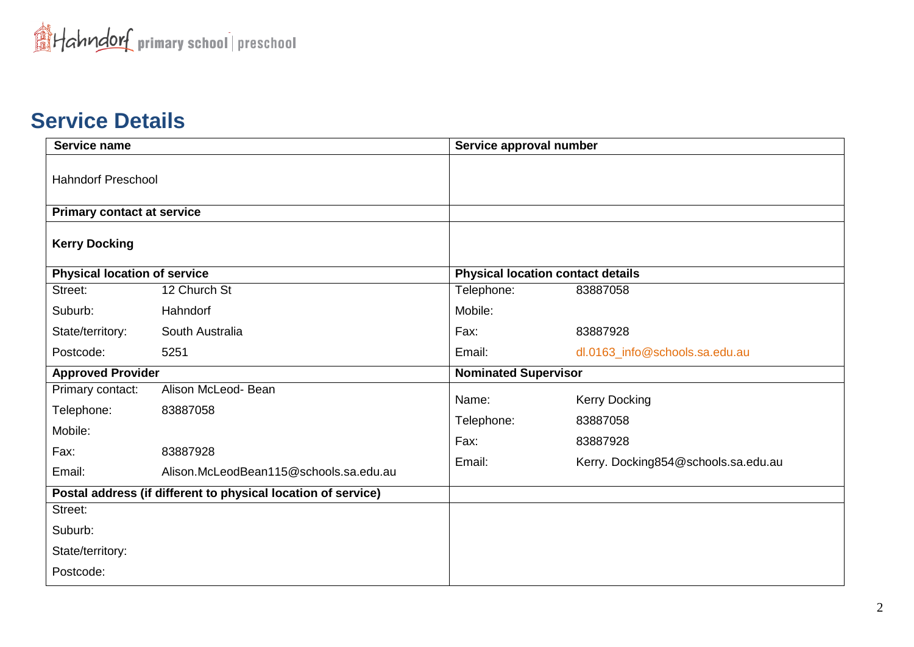## Service Details

| Service name | | Service approval number | |
|---|---|---|---|
| Hahndorf Preschool | | | |
| **Primary contact at service** | | | |
| **Kerry Docking** | | | |
| **Physical location of service** | | **Physical location contact details** | |
| Street: | 12 Church St | Telephone: | 83887058 |
| Suburb: | Hahndorf | Mobile: | |
| State/territory: | South Australia | Fax: | 83887928 |
| Postcode: | 5251 | Email: | dl.0163_info@schools.sa.edu.au |
| **Approved Provider** | | **Nominated Supervisor** | |
| Primary contact: | Alison McLeod- Bean | Name: | Kerry Docking |
| Telephone: | 83887058 | Telephone: | 83887058 |
| Mobile: | | Fax: | 83887928 |
| Fax: | 83887928 | Email: | Kerry. Docking854@schools.sa.edu.au |
| Email: | Alison.McLeodBean115@schools.sa.edu.au | | |
| **Postal address (if different to physical location of service)** | | | |
| Street: | | | |
| Suburb: | | | |
| State/territory: | | | |
| Postcode: | | | |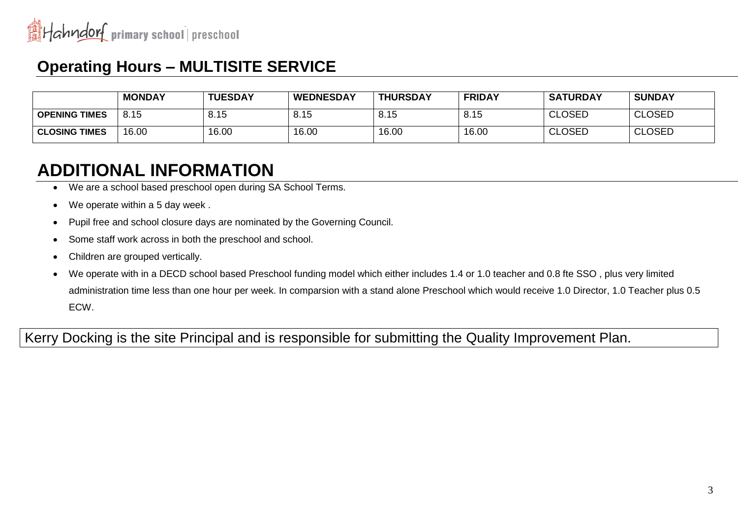## Operating Hours – MULTISITE SERVICE

| | MONDAY | TUESDAY | WEDNESDAY | THURSDAY | FRIDAY | SATURDAY | SUNDAY |
|---|---|---|---|---|---|---|---|
| **OPENING TIMES** | 8.15 | 8.15 | 8.15 | 8.15 | 8.15 | CLOSED | CLOSED |
| **CLOSING TIMES** | 16.00 | 16.00 | 16.00 | 16.00 | 16.00 | CLOSED | CLOSED |

# ADDITIONAL INFORMATION

- We are a school based preschool open during SA School Terms.
- We operate within a 5 day week .
- Pupil free and school closure days are nominated by the Governing Council.
- Some staff work across in both the preschool and school.
- Children are grouped vertically.
- We operate with in a DECD school based Preschool funding model which either includes 1.4 or 1.0 teacher and 0.8 fte SSO , plus very limited administration time less than one hour per week. In comparsion with a stand alone Preschool which would receive 1.0 Director, 1.0 Teacher plus 0.5 ECW.

Kerry Docking is the site Principal and is responsible for submitting the Quality Improvement Plan.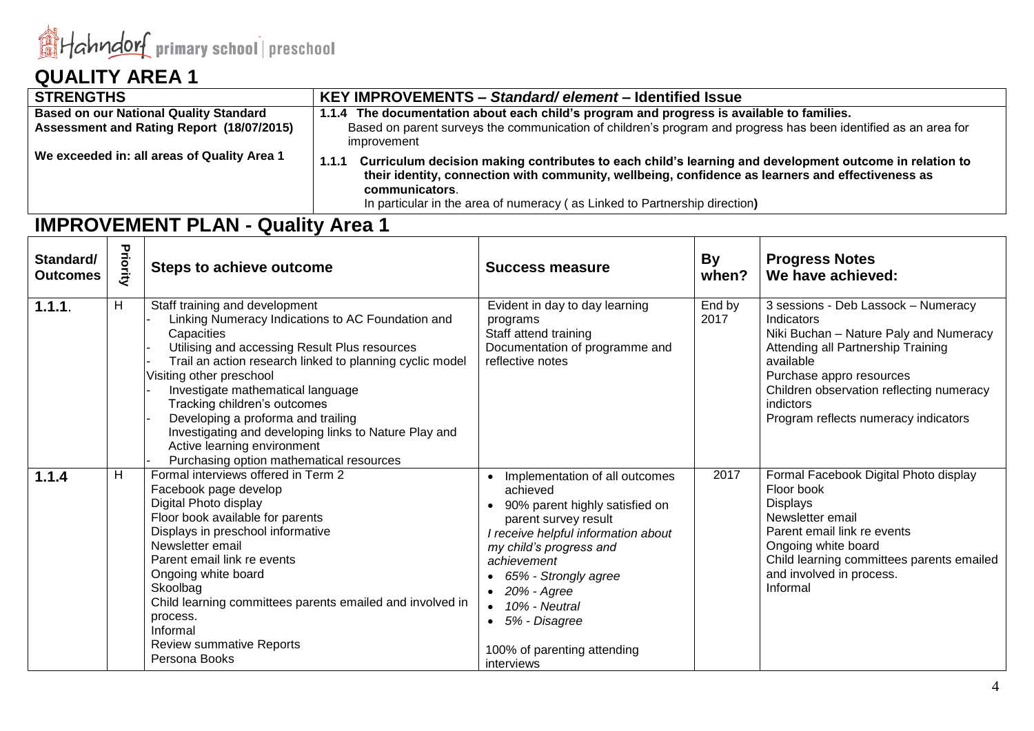Hahndorf primary school | preschool

## QUALITY AREA 1

| STRENGTHS | KEY IMPROVEMENTS – *Standard/ element* – Identified Issue |
|---|---|
| **Based on our National Quality Standard Assessment and Rating Report (18/07/2015)** | **1.1.4 The documentation about each child's program and progress is available to families.**<br>Based on parent surveys the communication of children's program and progress has been identified as an area for improvement |
| **We exceeded in: all areas of Quality Area 1** | **1.1.1 Curriculum decision making contributes to each child's learning and development outcome in relation to their identity, connection with community, wellbeing, confidence as learners and effectiveness as communicators**.<br>In particular in the area of numeracy ( as Linked to Partnership direction**)** |

## IMPROVEMENT PLAN - Quality Area 1

| Standard/ Outcomes | Priority | Steps to achieve outcome | Success measure | By when? | Progress Notes We have achieved: |
|---|---|---|---|---|---|
| **1.1.1**. | H | Staff training and development<br>- Linking Numeracy Indications to AC Foundation and Capacities<br>- Utilising and accessing Result Plus resources<br>- Trail an action research linked to planning cyclic model<br>Visiting other preschool<br>- Investigate mathematical language<br>Tracking children's outcomes<br>- Developing a proforma and trailing<br>Investigating and developing links to Nature Play and Active learning environment<br>- Purchasing option mathematical resources | Evident in day to day learning programs<br>Staff attend training<br>Documentation of programme and reflective notes | End by 2017 | 3 sessions - Deb Lassock – Numeracy Indicators<br>Niki Buchan – Nature Paly and Numeracy<br>Attending all Partnership Training available<br>Purchase appro resources<br>Children observation reflecting numeracy indictors<br>Program reflects numeracy indicators |
| **1.1.4** | H | Formal interviews offered in Term 2<br>Facebook page develop<br>Digital Photo display<br>Floor book available for parents<br>Displays in preschool informative<br>Newsletter email<br>Parent email link re events<br>Ongoing white board<br>Skoolbag<br>Child learning committees parents emailed and involved in process.<br>Informal<br>Review summative Reports<br>Persona Books | • Implementation of all outcomes achieved<br>• 90% parent highly satisfied on parent survey result<br>*I receive helpful information about my child's progress and achievement*<br>• *65% - Strongly agree*<br>• *20% - Agree*<br>• *10% - Neutral*<br>• *5% - Disagree*<br><br>100% of parenting attending interviews | 2017 | Formal Facebook Digital Photo display<br>Floor book<br>Displays<br>Newsletter email<br>Parent email link re events<br>Ongoing white board<br>Child learning committees parents emailed and involved in process.<br>Informal |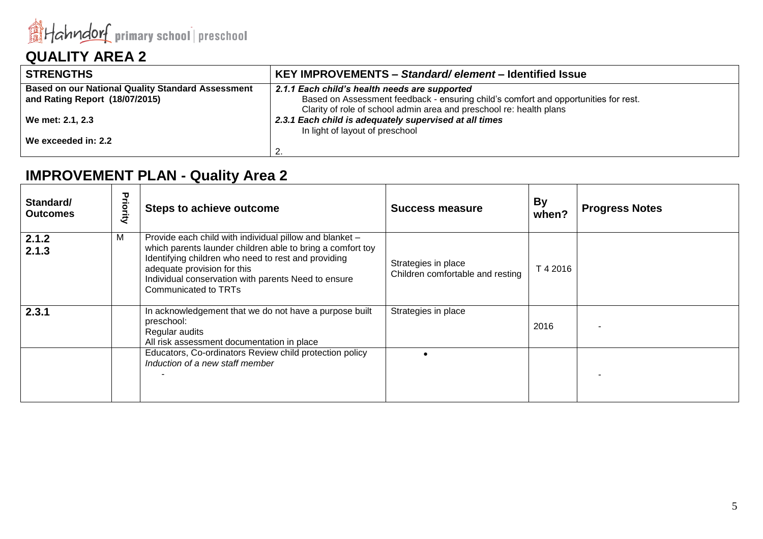Hahndorf primary school | preschool

## QUALITY AREA 2

| STRENGTHS | KEY IMPROVEMENTS – *Standard/ element* – Identified Issue |
|---|---|
| **Based on our National Quality Standard Assessment and Rating Report (18/07/2015)**<br><br>**We met: 2.1, 2.3**<br><br>**We exceeded in: 2.2** | ***2.1.1 Each child's health needs are supported***<br>Based on Assessment feedback - ensuring child's comfort and opportunities for rest.<br>Clarity of role of school admin area and preschool re: health plans<br>***2.3.1 Each child is adequately supervised at all times***<br>In light of layout of preschool<br><br>2. |

## IMPROVEMENT PLAN - Quality Area 2

| Standard/ Outcomes | Priority | Steps to achieve outcome | Success measure | By when? | Progress Notes |
|---|---|---|---|---|---|
| **2.1.2**<br>**2.1.3** | M | Provide each child with individual pillow and blanket – which parents launder children able to bring a comfort toy<br>Identifying children who need to rest and providing adequate provision for this<br>Individual conservation with parents Need to ensure Communicated to TRTs | Strategies in place<br>Children comfortable and resting | T 4 2016 | |
| **2.3.1** | | In acknowledgement that we do not have a purpose built preschool:<br>Regular audits<br>All risk assessment documentation in place | Strategies in place | 2016 | - |
| | | Educators, Co-ordinators Review child protection policy<br>*Induction of a new staff member*<br>- | • | | - |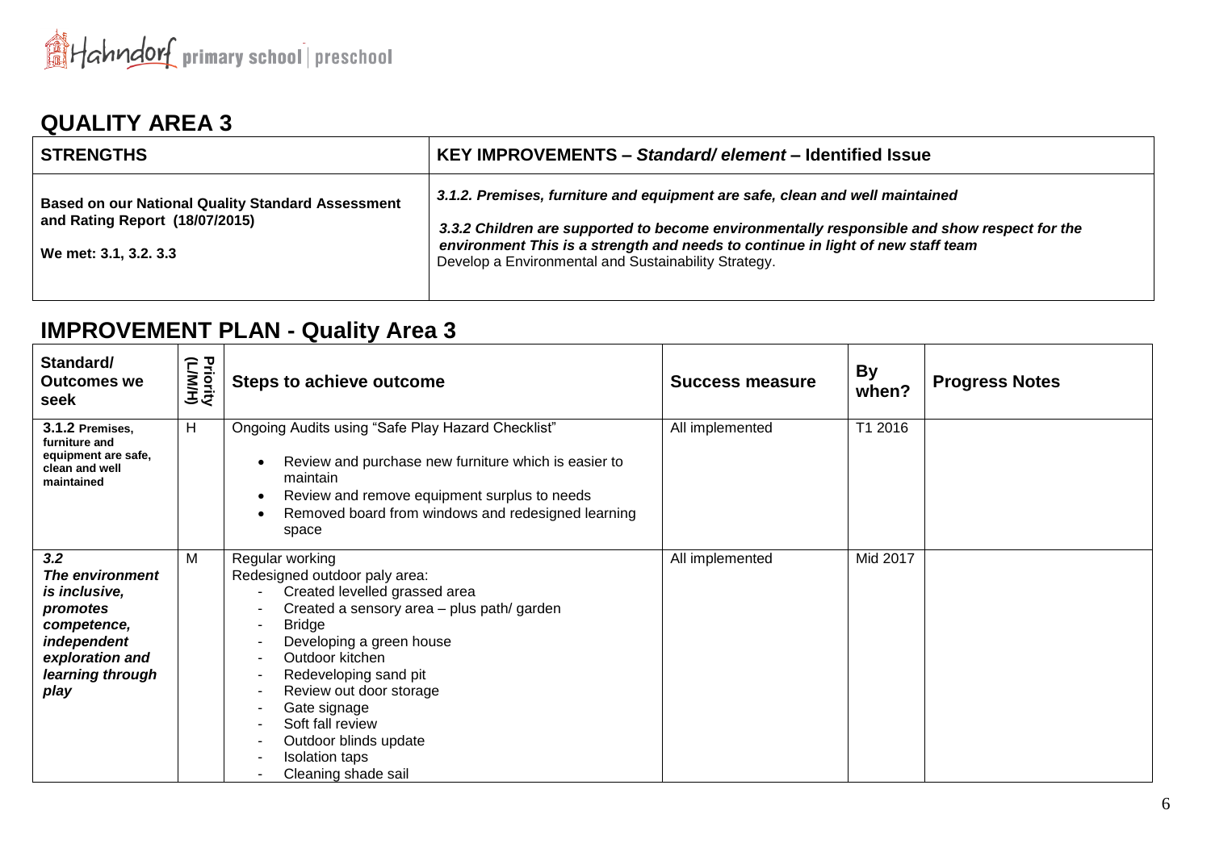## QUALITY AREA 3

| STRENGTHS | KEY IMPROVEMENTS – *Standard/ element* – Identified Issue |
|---|---|
| **Based on our National Quality Standard Assessment and Rating Report (18/07/2015)**<br><br>**We met: 3.1, 3.2. 3.3** | ***3.1.2. Premises, furniture and equipment are safe, clean and well maintained***<br><br>***3.3.2 Children are supported to become environmentally responsible and show respect for the environment This is a strength and needs to continue in light of new staff team***<br>Develop a Environmental and Sustainability Strategy. |

## IMPROVEMENT PLAN - Quality Area 3

| Standard/ Outcomes we seek | Priority (L/M/H) | Steps to achieve outcome | Success measure | By when? | Progress Notes |
|---|---|---|---|---|---|
| **3.1.2 Premises, furniture and equipment are safe, clean and well maintained** | H | Ongoing Audits using "Safe Play Hazard Checklist"<br>• Review and purchase new furniture which is easier to maintain<br>• Review and remove equipment surplus to needs<br>• Removed board from windows and redesigned learning space | All implemented | T1 2016 | |
| ***3.2 The environment is inclusive, promotes competence, independent exploration and learning through play*** | M | Regular working<br>Redesigned outdoor paly area:<br>- Created levelled grassed area<br>- Created a sensory area – plus path/ garden<br>- Bridge<br>- Developing a green house<br>- Outdoor kitchen<br>- Redeveloping sand pit<br>- Review out door storage<br>- Gate signage<br>- Soft fall review<br>- Outdoor blinds update<br>- Isolation taps<br>- Cleaning shade sail | All implemented | Mid 2017 | |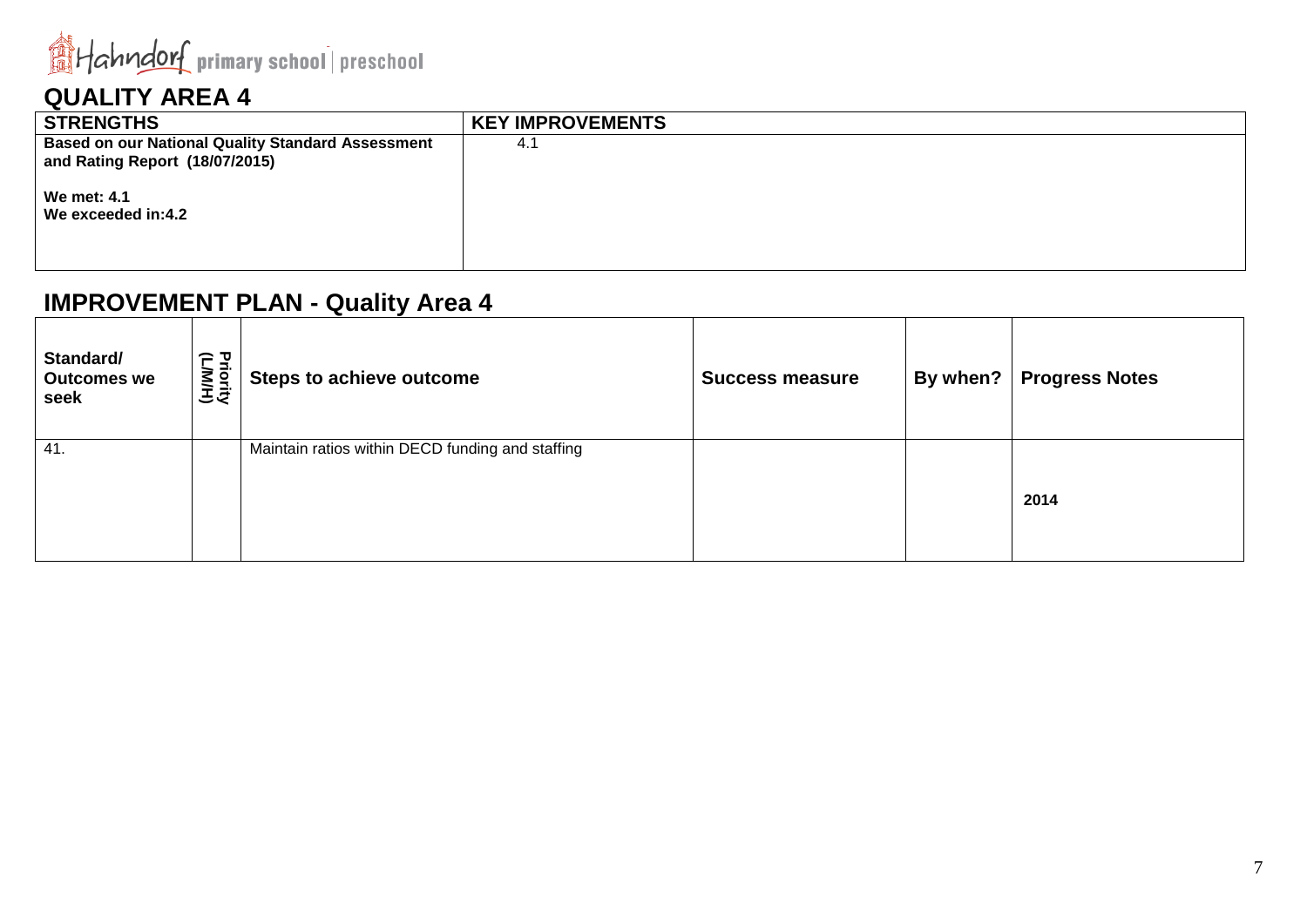Hahndorf primary school | preschool

## QUALITY AREA 4

| STRENGTHS | KEY IMPROVEMENTS |
| --- | --- |
| **Based on our National Quality Standard Assessment and Rating Report (18/07/2015)**<br><br>**We met: 4.1**<br>**We exceeded in:4.2** | 4.1 |

## IMPROVEMENT PLAN - Quality Area 4

| Standard/ Outcomes we seek | Priority (L/M/H) | Steps to achieve outcome | Success measure | By when? | Progress Notes |
| --- | --- | --- | --- | --- | --- |
| 41. | | Maintain ratios within DECD funding and staffing | | | **2014** |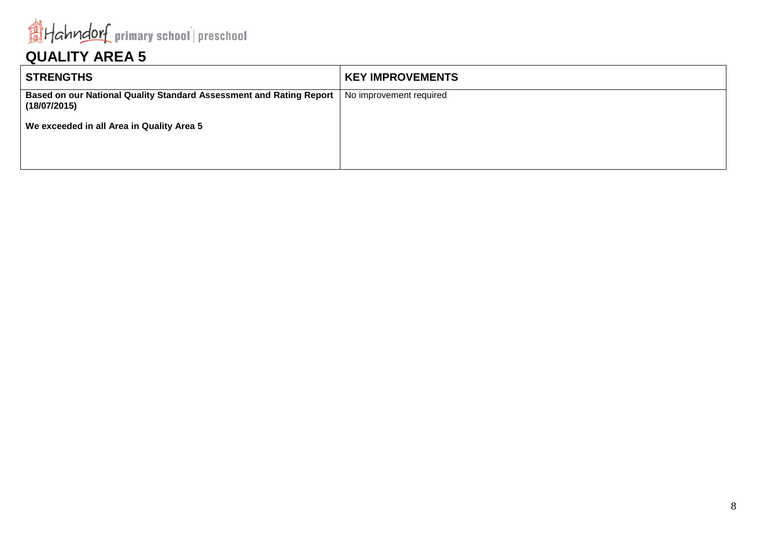# QUALITY AREA 5

| STRENGTHS | KEY IMPROVEMENTS |
| --- | --- |
| **Based on our National Quality Standard Assessment and Rating Report (18/07/2015)**<br><br>**We exceeded in all Area in Quality Area 5** | No improvement required |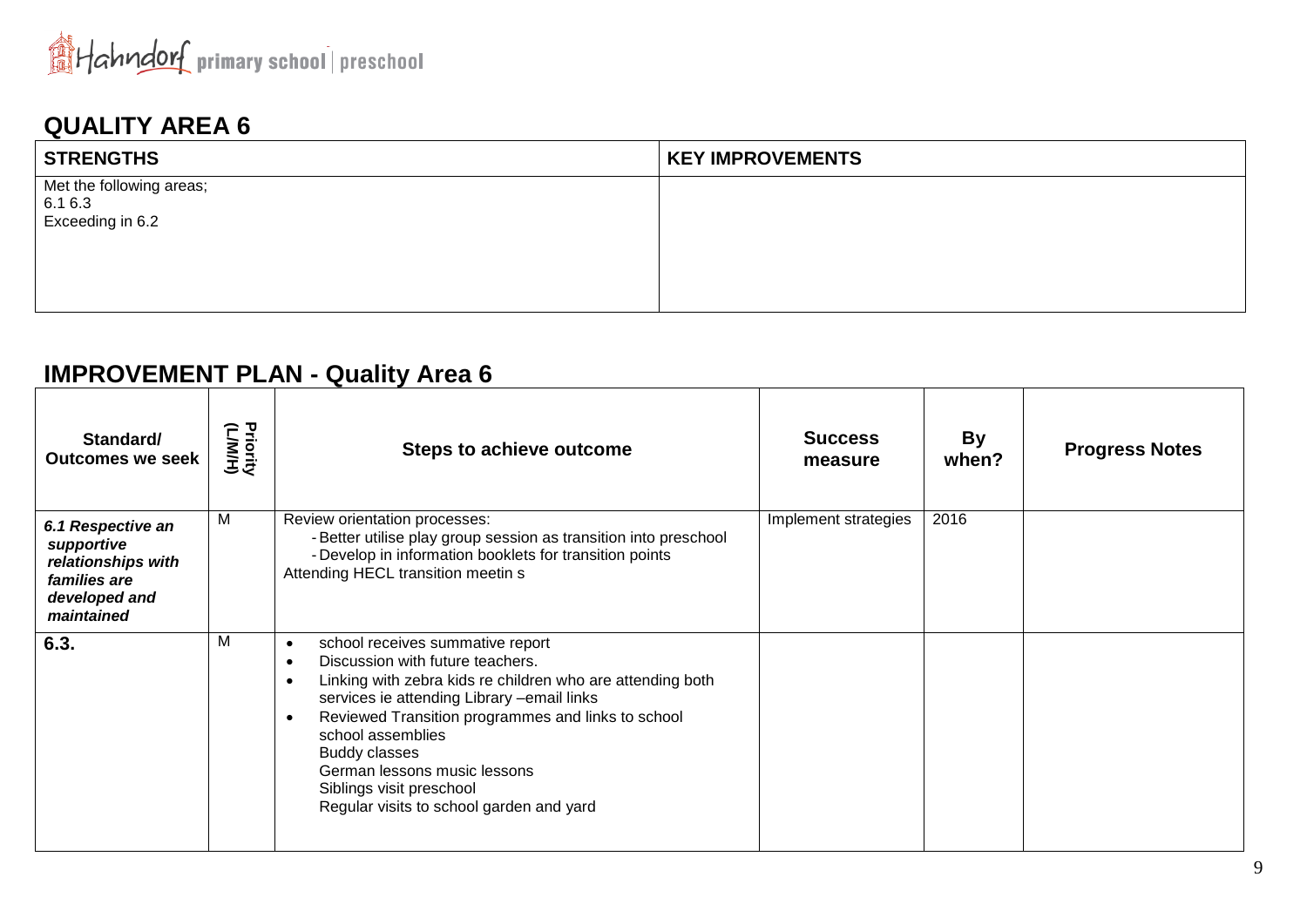Hahndorf primary school | preschool

## QUALITY AREA 6

| STRENGTHS | KEY IMPROVEMENTS |
|---|---|
| Met the following areas;<br>6.1 6.3<br>Exceeding in 6.2 | |

## IMPROVEMENT PLAN - Quality Area 6

| Standard/ Outcomes we seek | Priority (L/M/H) | Steps to achieve outcome | Success measure | By when? | Progress Notes |
|---|---|---|---|---|---|
| ***6.1 Respective an supportive relationships with families are developed and maintained*** | M | Review orientation processes:<br>- Better utilise play group session as transition into preschool<br>- Develop in information booklets for transition points<br>Attending HECL transition meetin s | Implement strategies | 2016 | |
| **6.3.** | M | • school receives summative report<br>• Discussion with future teachers.<br>• Linking with zebra kids re children who are attending both services ie attending Library –email links<br>• Reviewed Transition programmes and links to school<br>school assemblies<br>Buddy classes<br>German lessons music lessons<br>Siblings visit preschool<br>Regular visits to school garden and yard | | | |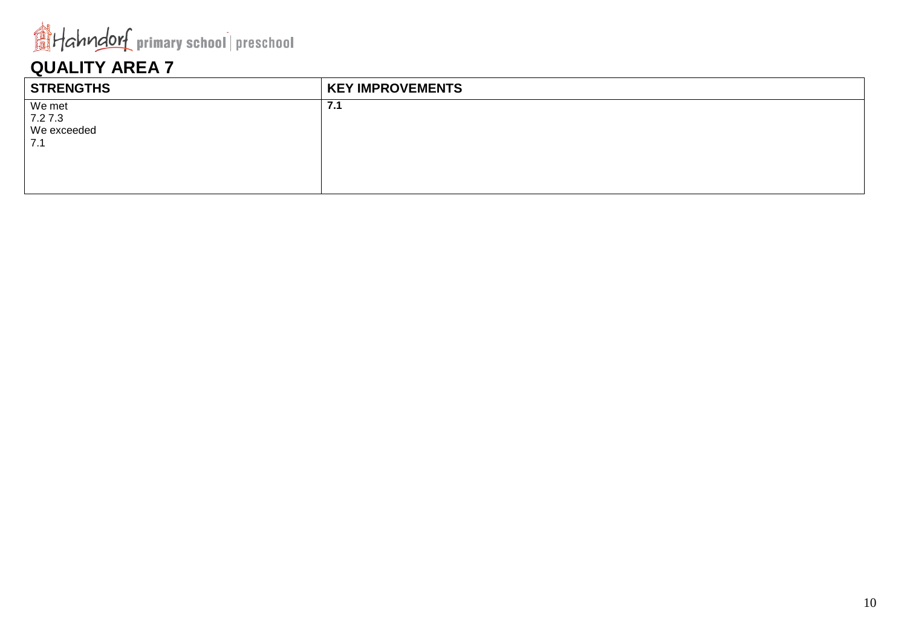Hahndorf primary school | preschool

# QUALITY AREA 7

| STRENGTHS | KEY IMPROVEMENTS |
|---|---|
| We met<br>7.2 7.3<br>We exceeded<br>7.1 | **7.1** |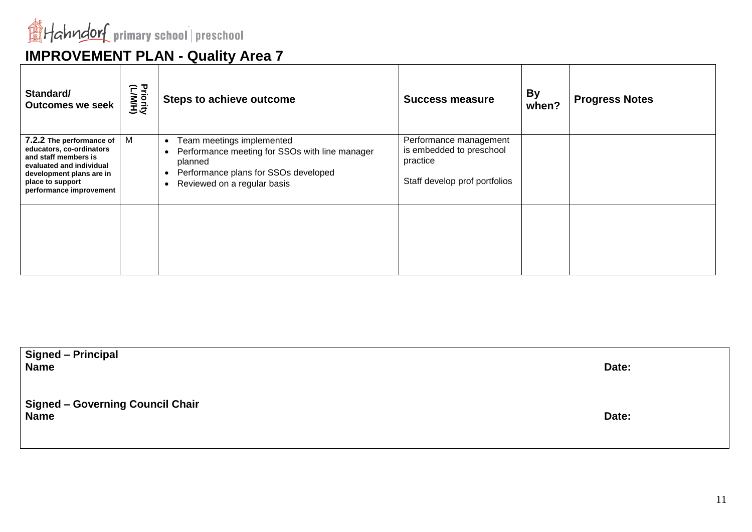Hahndorf primary school | preschool

# IMPROVEMENT PLAN - Quality Area 7

| Standard/ Outcomes we seek | Priority (L/M/H) | Steps to achieve outcome | Success measure | By when? | Progress Notes |
|---|---|---|---|---|---|
| **7.2.2 The performance of educators, co-ordinators and staff members is evaluated and individual development plans are in place to support performance improvement** | M | • Team meetings implemented<br>• Performance meeting for SSOs with line manager planned<br>• Performance plans for SSOs developed<br>• Reviewed on a regular basis | Performance management is embedded to preschool practice<br><br>Staff develop prof portfolios | | |
| | | | | | |

**Signed – Principal**
**Name** **Date:**

**Signed – Governing Council Chair**
**Name** **Date:**